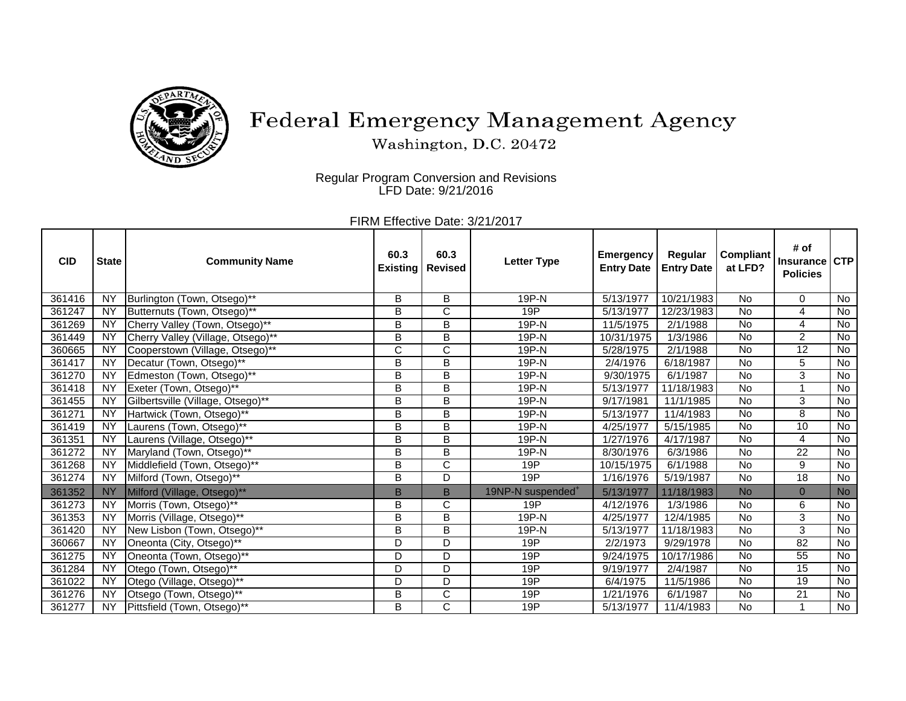# Federal Emergency Management Agency

Washington, D.C. 20472

Regular Program Conversion and Revisions
LFD Date: 9/21/2016

FIRM Effective Date: 3/21/2017

| CID | State | Community Name | 60.3 Existing | 60.3 Revised | Letter Type | Emergency Entry Date | Regular Entry Date | Compliant at LFD? | # of Insurance Policies | CTP |
|---|---|---|---|---|---|---|---|---|---|---|
| 361416 | NY | Burlington (Town, Otsego)** | B | B | 19P-N | 5/13/1977 | 10/21/1983 | No | 0 | No |
| 361247 | NY | Butternuts (Town, Otsego)** | B | C | 19P | 5/13/1977 | 12/23/1983 | No | 4 | No |
| 361269 | NY | Cherry Valley (Town, Otsego)** | B | B | 19P-N | 11/5/1975 | 2/1/1988 | No | 4 | No |
| 361449 | NY | Cherry Valley (Village, Otsego)** | B | B | 19P-N | 10/31/1975 | 1/3/1986 | No | 2 | No |
| 360665 | NY | Cooperstown (Village, Otsego)** | C | C | 19P-N | 5/28/1975 | 2/1/1988 | No | 12 | No |
| 361417 | NY | Decatur (Town, Otsego)** | B | B | 19P-N | 2/4/1976 | 6/18/1987 | No | 5 | No |
| 361270 | NY | Edmeston (Town, Otsego)** | B | B | 19P-N | 9/30/1975 | 6/1/1987 | No | 3 | No |
| 361418 | NY | Exeter (Town, Otsego)** | B | B | 19P-N | 5/13/1977 | 11/18/1983 | No | 1 | No |
| 361455 | NY | Gilbertsville (Village, Otsego)** | B | B | 19P-N | 9/17/1981 | 11/1/1985 | No | 3 | No |
| 361271 | NY | Hartwick (Town, Otsego)** | B | B | 19P-N | 5/13/1977 | 11/4/1983 | No | 8 | No |
| 361419 | NY | Laurens (Town, Otsego)** | B | B | 19P-N | 4/25/1977 | 5/15/1985 | No | 10 | No |
| 361351 | NY | Laurens (Village, Otsego)** | B | B | 19P-N | 1/27/1976 | 4/17/1987 | No | 4 | No |
| 361272 | NY | Maryland (Town, Otsego)** | B | B | 19P-N | 8/30/1976 | 6/3/1986 | No | 22 | No |
| 361268 | NY | Middlefield (Town, Otsego)** | B | C | 19P | 10/15/1975 | 6/1/1988 | No | 9 | No |
| 361274 | NY | Milford (Town, Otsego)** | B | D | 19P | 1/16/1976 | 5/19/1987 | No | 18 | No |
| 361352 | NY | Milford (Village, Otsego)** | B | B | 19NP-N suspended+ | 5/13/1977 | 11/18/1983 | No | 0 | No |
| 361273 | NY | Morris (Town, Otsego)** | B | C | 19P | 4/12/1976 | 1/3/1986 | No | 6 | No |
| 361353 | NY | Morris (Village, Otsego)** | B | B | 19P-N | 4/25/1977 | 12/4/1985 | No | 3 | No |
| 361420 | NY | New Lisbon (Town, Otsego)** | B | B | 19P-N | 5/13/1977 | 11/18/1983 | No | 3 | No |
| 360667 | NY | Oneonta (City, Otsego)** | D | D | 19P | 2/2/1973 | 9/29/1978 | No | 82 | No |
| 361275 | NY | Oneonta (Town, Otsego)** | D | D | 19P | 9/24/1975 | 10/17/1986 | No | 55 | No |
| 361284 | NY | Otego (Town, Otsego)** | D | D | 19P | 9/19/1977 | 2/4/1987 | No | 15 | No |
| 361022 | NY | Otego (Village, Otsego)** | D | D | 19P | 6/4/1975 | 11/5/1986 | No | 19 | No |
| 361276 | NY | Otsego (Town, Otsego)** | B | C | 19P | 1/21/1976 | 6/1/1987 | No | 21 | No |
| 361277 | NY | Pittsfield (Town, Otsego)** | B | C | 19P | 5/13/1977 | 11/4/1983 | No | 1 | No |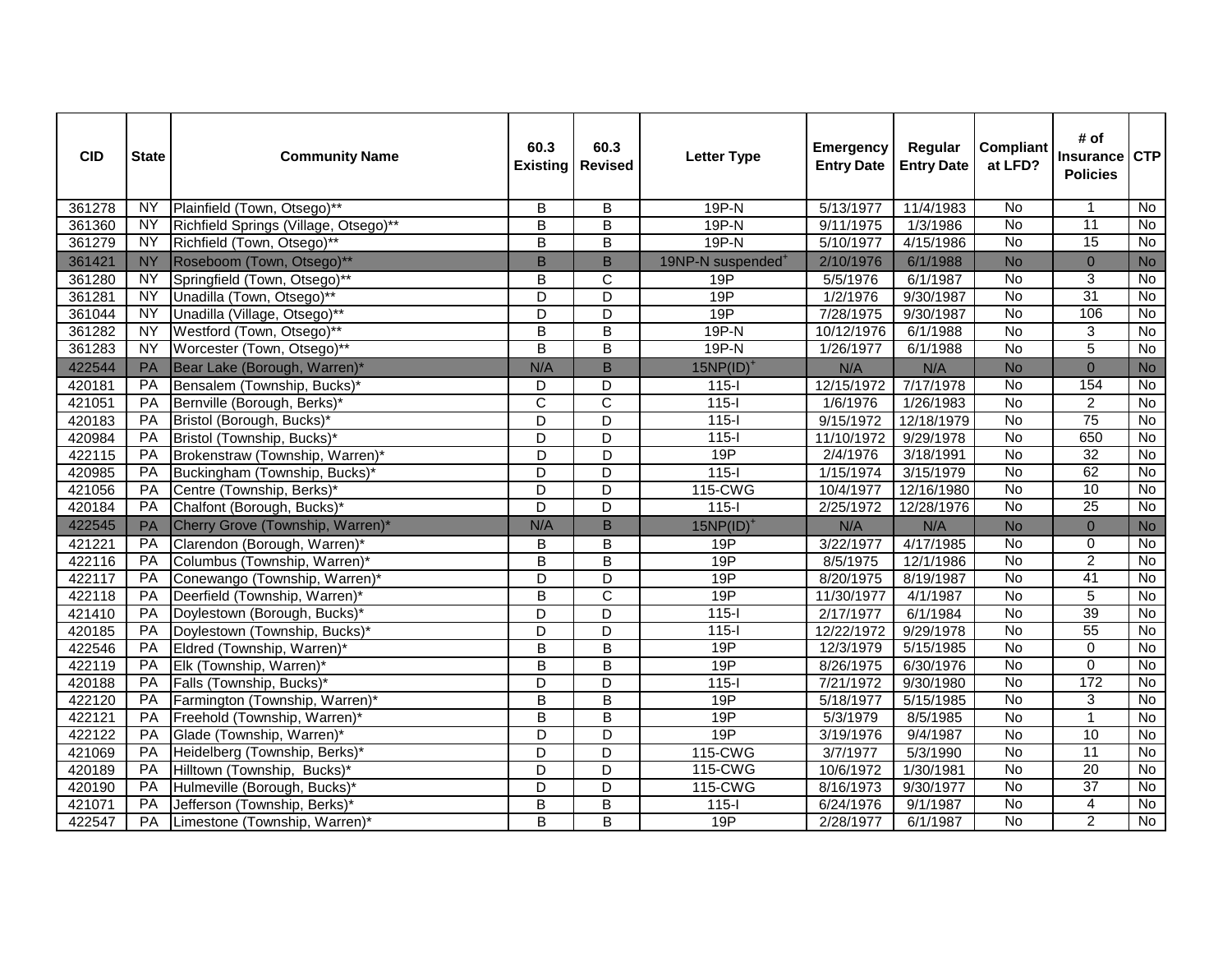| CID | State | Community Name | 60.3 Existing | 60.3 Revised | Letter Type | Emergency Entry Date | Regular Entry Date | Compliant at LFD? | # of Insurance Policies | CTP |
|---|---|---|---|---|---|---|---|---|---|---|
| 361278 | NY | Plainfield (Town, Otsego)** | B | B | 19P-N | 5/13/1977 | 11/4/1983 | No | 1 | No |
| 361360 | NY | Richfield Springs (Village, Otsego)** | B | B | 19P-N | 9/11/1975 | 1/3/1986 | No | 11 | No |
| 361279 | NY | Richfield (Town, Otsego)** | B | B | 19P-N | 5/10/1977 | 4/15/1986 | No | 15 | No |
| 361421 | NY | Roseboom (Town, Otsego)** | B | B | 19NP-N suspended[+] | 2/10/1976 | 6/1/1988 | No | 0 | No |
| 361280 | NY | Springfield (Town, Otsego)** | B | C | 19P | 5/5/1976 | 6/1/1987 | No | 3 | No |
| 361281 | NY | Unadilla (Town, Otsego)** | D | D | 19P | 1/2/1976 | 9/30/1987 | No | 31 | No |
| 361044 | NY | Unadilla (Village, Otsego)** | D | D | 19P | 7/28/1975 | 9/30/1987 | No | 106 | No |
| 361282 | NY | Westford (Town, Otsego)** | B | B | 19P-N | 10/12/1976 | 6/1/1988 | No | 3 | No |
| 361283 | NY | Worcester (Town, Otsego)** | B | B | 19P-N | 1/26/1977 | 6/1/1988 | No | 5 | No |
| 422544 | PA | Bear Lake (Borough, Warren)* | N/A | B | 15NP(ID)[+] | N/A | N/A | No | 0 | No |
| 420181 | PA | Bensalem (Township, Bucks)* | D | D | 115-I | 12/15/1972 | 7/17/1978 | No | 154 | No |
| 421051 | PA | Bernville (Borough, Berks)* | C | C | 115-I | 1/6/1976 | 1/26/1983 | No | 2 | No |
| 420183 | PA | Bristol (Borough, Bucks)* | D | D | 115-I | 9/15/1972 | 12/18/1979 | No | 75 | No |
| 420984 | PA | Bristol (Township, Bucks)* | D | D | 115-I | 11/10/1972 | 9/29/1978 | No | 650 | No |
| 422115 | PA | Brokenstraw (Township, Warren)* | D | D | 19P | 2/4/1976 | 3/18/1991 | No | 32 | No |
| 420985 | PA | Buckingham (Township, Bucks)* | D | D | 115-I | 1/15/1974 | 3/15/1979 | No | 62 | No |
| 421056 | PA | Centre (Township, Berks)* | D | D | 115-CWG | 10/4/1977 | 12/16/1980 | No | 10 | No |
| 420184 | PA | Chalfont (Borough, Bucks)* | D | D | 115-I | 2/25/1972 | 12/28/1976 | No | 25 | No |
| 422545 | PA | Cherry Grove (Township, Warren)* | N/A | B | 15NP(ID)[+] | N/A | N/A | No | 0 | No |
| 421221 | PA | Clarendon (Borough, Warren)* | B | B | 19P | 3/22/1977 | 4/17/1985 | No | 0 | No |
| 422116 | PA | Columbus (Township, Warren)* | B | B | 19P | 8/5/1975 | 12/1/1986 | No | 2 | No |
| 422117 | PA | Conewango (Township, Warren)* | D | D | 19P | 8/20/1975 | 8/19/1987 | No | 41 | No |
| 422118 | PA | Deerfield (Township, Warren)* | B | C | 19P | 11/30/1977 | 4/1/1987 | No | 5 | No |
| 421410 | PA | Doylestown (Borough, Bucks)* | D | D | 115-I | 2/17/1977 | 6/1/1984 | No | 39 | No |
| 420185 | PA | Doylestown (Township, Bucks)* | D | D | 115-I | 12/22/1972 | 9/29/1978 | No | 55 | No |
| 422546 | PA | Eldred (Township, Warren)* | B | B | 19P | 12/3/1979 | 5/15/1985 | No | 0 | No |
| 422119 | PA | Elk (Township, Warren)* | B | B | 19P | 8/26/1975 | 6/30/1976 | No | 0 | No |
| 420188 | PA | Falls (Township, Bucks)* | D | D | 115-I | 7/21/1972 | 9/30/1980 | No | 172 | No |
| 422120 | PA | Farmington (Township, Warren)* | B | B | 19P | 5/18/1977 | 5/15/1985 | No | 3 | No |
| 422121 | PA | Freehold (Township, Warren)* | B | B | 19P | 5/3/1979 | 8/5/1985 | No | 1 | No |
| 422122 | PA | Glade (Township, Warren)* | D | D | 19P | 3/19/1976 | 9/4/1987 | No | 10 | No |
| 421069 | PA | Heidelberg (Township, Berks)* | D | D | 115-CWG | 3/7/1977 | 5/3/1990 | No | 11 | No |
| 420189 | PA | Hilltown (Township, Bucks)* | D | D | 115-CWG | 10/6/1972 | 1/30/1981 | No | 20 | No |
| 420190 | PA | Hulmeville (Borough, Bucks)* | D | D | 115-CWG | 8/16/1973 | 9/30/1977 | No | 37 | No |
| 421071 | PA | Jefferson (Township, Berks)* | B | B | 115-I | 6/24/1976 | 9/1/1987 | No | 4 | No |
| 422547 | PA | Limestone (Township, Warren)* | B | B | 19P | 2/28/1977 | 6/1/1987 | No | 2 | No |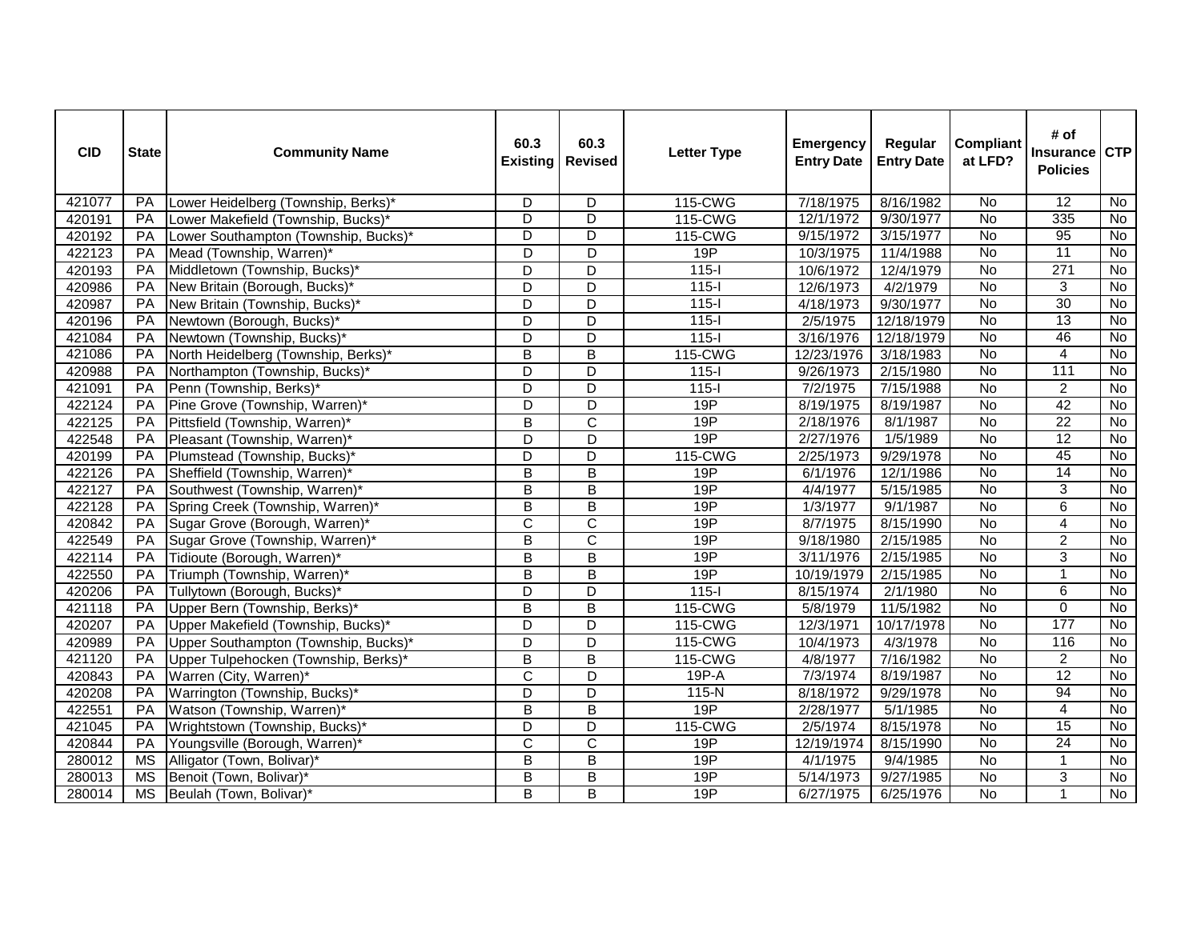| CID | State | Community Name | 60.3 Existing | 60.3 Revised | Letter Type | Emergency Entry Date | Regular Entry Date | Compliant at LFD? | # of Insurance Policies | CTP |
|---|---|---|---|---|---|---|---|---|---|---|
| 421077 | PA | Lower Heidelberg (Township, Berks)* | D | D | 115-CWG | 7/18/1975 | 8/16/1982 | No | 12 | No |
| 420191 | PA | Lower Makefield (Township, Bucks)* | D | D | 115-CWG | 12/1/1972 | 9/30/1977 | No | 335 | No |
| 420192 | PA | Lower Southampton (Township, Bucks)* | D | D | 115-CWG | 9/15/1972 | 3/15/1977 | No | 95 | No |
| 422123 | PA | Mead (Township, Warren)* | D | D | 19P | 10/3/1975 | 11/4/1988 | No | 11 | No |
| 420193 | PA | Middletown (Township, Bucks)* | D | D | 115-I | 10/6/1972 | 12/4/1979 | No | 271 | No |
| 420986 | PA | New Britain (Borough, Bucks)* | D | D | 115-I | 12/6/1973 | 4/2/1979 | No | 3 | No |
| 420987 | PA | New Britain (Township, Bucks)* | D | D | 115-I | 4/18/1973 | 9/30/1977 | No | 30 | No |
| 420196 | PA | Newtown (Borough, Bucks)* | D | D | 115-I | 2/5/1975 | 12/18/1979 | No | 13 | No |
| 421084 | PA | Newtown (Township, Bucks)* | D | D | 115-I | 3/16/1976 | 12/18/1979 | No | 46 | No |
| 421086 | PA | North Heidelberg (Township, Berks)* | B | B | 115-CWG | 12/23/1976 | 3/18/1983 | No | 4 | No |
| 420988 | PA | Northampton (Township, Bucks)* | D | D | 115-I | 9/26/1973 | 2/15/1980 | No | 111 | No |
| 421091 | PA | Penn (Township, Berks)* | D | D | 115-I | 7/2/1975 | 7/15/1988 | No | 2 | No |
| 422124 | PA | Pine Grove (Township, Warren)* | D | D | 19P | 8/19/1975 | 8/19/1987 | No | 42 | No |
| 422125 | PA | Pittsfield (Township, Warren)* | B | C | 19P | 2/18/1976 | 8/1/1987 | No | 22 | No |
| 422548 | PA | Pleasant (Township, Warren)* | D | D | 19P | 2/27/1976 | 1/5/1989 | No | 12 | No |
| 420199 | PA | Plumstead (Township, Bucks)* | D | D | 115-CWG | 2/25/1973 | 9/29/1978 | No | 45 | No |
| 422126 | PA | Sheffield (Township, Warren)* | B | B | 19P | 6/1/1976 | 12/1/1986 | No | 14 | No |
| 422127 | PA | Southwest (Township, Warren)* | B | B | 19P | 4/4/1977 | 5/15/1985 | No | 3 | No |
| 422128 | PA | Spring Creek (Township, Warren)* | B | B | 19P | 1/3/1977 | 9/1/1987 | No | 6 | No |
| 420842 | PA | Sugar Grove (Borough, Warren)* | C | C | 19P | 8/7/1975 | 8/15/1990 | No | 4 | No |
| 422549 | PA | Sugar Grove (Township, Warren)* | B | C | 19P | 9/18/1980 | 2/15/1985 | No | 2 | No |
| 422114 | PA | Tidioute (Borough, Warren)* | B | B | 19P | 3/11/1976 | 2/15/1985 | No | 3 | No |
| 422550 | PA | Triumph (Township, Warren)* | B | B | 19P | 10/19/1979 | 2/15/1985 | No | 1 | No |
| 420206 | PA | Tullytown (Borough, Bucks)* | D | D | 115-I | 8/15/1974 | 2/1/1980 | No | 6 | No |
| 421118 | PA | Upper Bern (Township, Berks)* | B | B | 115-CWG | 5/8/1979 | 11/5/1982 | No | 0 | No |
| 420207 | PA | Upper Makefield (Township, Bucks)* | D | D | 115-CWG | 12/3/1971 | 10/17/1978 | No | 177 | No |
| 420989 | PA | Upper Southampton (Township, Bucks)* | D | D | 115-CWG | 10/4/1973 | 4/3/1978 | No | 116 | No |
| 421120 | PA | Upper Tulpehocken (Township, Berks)* | B | B | 115-CWG | 4/8/1977 | 7/16/1982 | No | 2 | No |
| 420843 | PA | Warren (City, Warren)* | C | D | 19P-A | 7/3/1974 | 8/19/1987 | No | 12 | No |
| 420208 | PA | Warrington (Township, Bucks)* | D | D | 115-N | 8/18/1972 | 9/29/1978 | No | 94 | No |
| 422551 | PA | Watson (Township, Warren)* | B | B | 19P | 2/28/1977 | 5/1/1985 | No | 4 | No |
| 421045 | PA | Wrightstown (Township, Bucks)* | D | D | 115-CWG | 2/5/1974 | 8/15/1978 | No | 15 | No |
| 420844 | PA | Youngsville (Borough, Warren)* | C | C | 19P | 12/19/1974 | 8/15/1990 | No | 24 | No |
| 280012 | MS | Alligator (Town, Bolivar)* | B | B | 19P | 4/1/1975 | 9/4/1985 | No | 1 | No |
| 280013 | MS | Benoit (Town, Bolivar)* | B | B | 19P | 5/14/1973 | 9/27/1985 | No | 3 | No |
| 280014 | MS | Beulah (Town, Bolivar)* | B | B | 19P | 6/27/1975 | 6/25/1976 | No | 1 | No |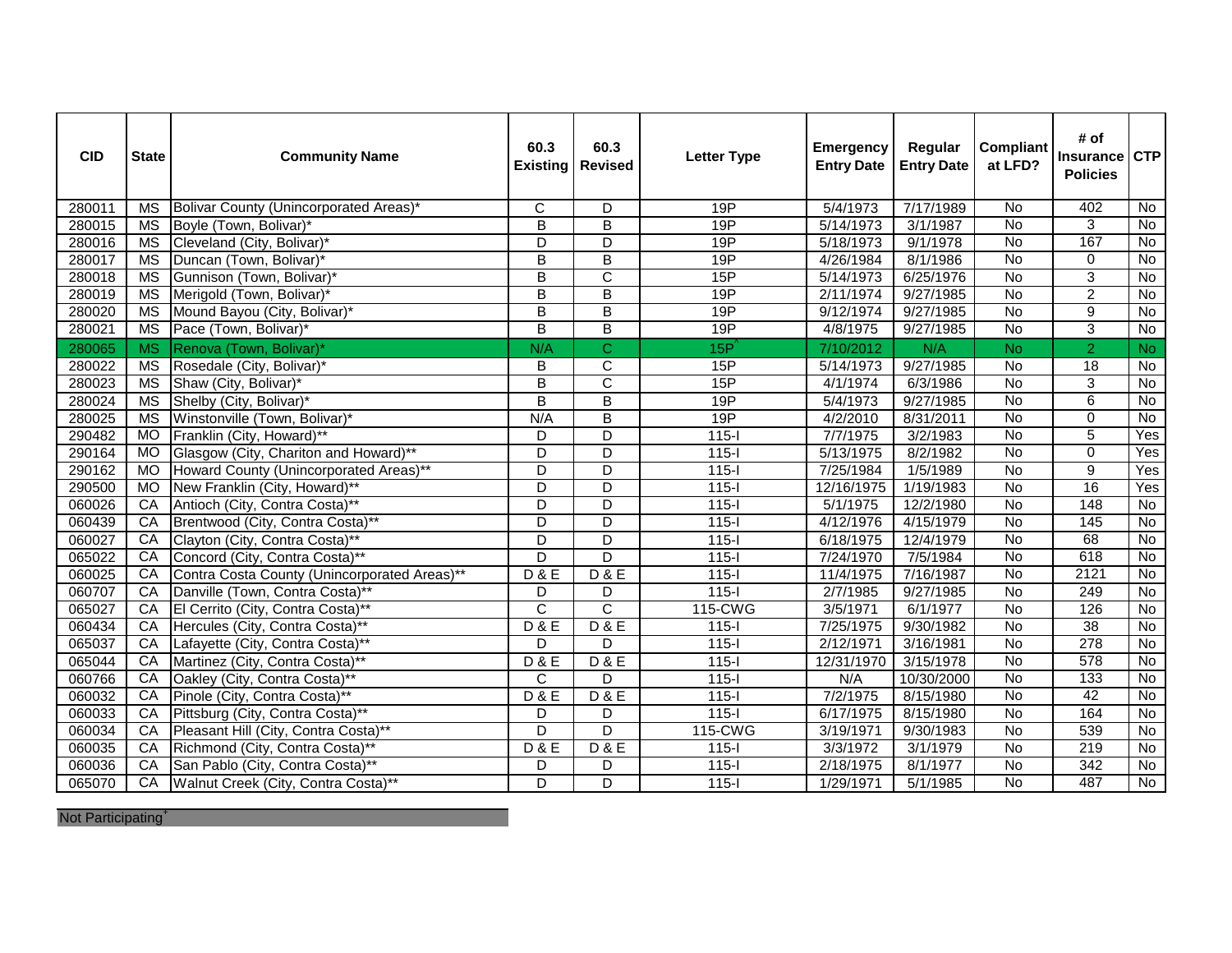| CID | State | Community Name | 60.3 Existing | 60.3 Revised | Letter Type | Emergency Entry Date | Regular Entry Date | Compliant at LFD? | # of Insurance Policies | CTP |
|---|---|---|---|---|---|---|---|---|---|---|
| 280011 | MS | Bolivar County (Unincorporated Areas)* | C | D | 19P | 5/4/1973 | 7/17/1989 | No | 402 | No |
| 280015 | MS | Boyle (Town, Bolivar)* | B | B | 19P | 5/14/1973 | 3/1/1987 | No | 3 | No |
| 280016 | MS | Cleveland (City, Bolivar)* | D | D | 19P | 5/18/1973 | 9/1/1978 | No | 167 | No |
| 280017 | MS | Duncan (Town, Bolivar)* | B | B | 19P | 4/26/1984 | 8/1/1986 | No | 0 | No |
| 280018 | MS | Gunnison (Town, Bolivar)* | B | C | 15P | 5/14/1973 | 6/25/1976 | No | 3 | No |
| 280019 | MS | Merigold (Town, Bolivar)* | B | B | 19P | 2/11/1974 | 9/27/1985 | No | 2 | No |
| 280020 | MS | Mound Bayou (City, Bolivar)* | B | B | 19P | 9/12/1974 | 9/27/1985 | No | 9 | No |
| 280021 | MS | Pace (Town, Bolivar)* | B | B | 19P | 4/8/1975 | 9/27/1985 | No | 3 | No |
| 280065 | MS | Renova (Town, Bolivar)* | N/A | C | 15P^ | 7/10/2012 | N/A | No | 2 | No |
| 280022 | MS | Rosedale (City, Bolivar)* | B | C | 15P | 5/14/1973 | 9/27/1985 | No | 18 | No |
| 280023 | MS | Shaw (City, Bolivar)* | B | C | 15P | 4/1/1974 | 6/3/1986 | No | 3 | No |
| 280024 | MS | Shelby (City, Bolivar)* | B | B | 19P | 5/4/1973 | 9/27/1985 | No | 6 | No |
| 280025 | MS | Winstonville (Town, Bolivar)* | N/A | B | 19P | 4/2/2010 | 8/31/2011 | No | 0 | No |
| 290482 | MO | Franklin (City, Howard)** | D | D | 115-I | 7/7/1975 | 3/2/1983 | No | 5 | Yes |
| 290164 | MO | Glasgow (City, Chariton and Howard)** | D | D | 115-I | 5/13/1975 | 8/2/1982 | No | 0 | Yes |
| 290162 | MO | Howard County (Unincorporated Areas)** | D | D | 115-I | 7/25/1984 | 1/5/1989 | No | 9 | Yes |
| 290500 | MO | New Franklin (City, Howard)** | D | D | 115-I | 12/16/1975 | 1/19/1983 | No | 16 | Yes |
| 060026 | CA | Antioch (City, Contra Costa)** | D | D | 115-I | 5/1/1975 | 12/2/1980 | No | 148 | No |
| 060439 | CA | Brentwood (City, Contra Costa)** | D | D | 115-I | 4/12/1976 | 4/15/1979 | No | 145 | No |
| 060027 | CA | Clayton (City, Contra Costa)** | D | D | 115-I | 6/18/1975 | 12/4/1979 | No | 68 | No |
| 065022 | CA | Concord (City, Contra Costa)** | D | D | 115-I | 7/24/1970 | 7/5/1984 | No | 618 | No |
| 060025 | CA | Contra Costa County (Unincorporated Areas)** | D & E | D & E | 115-I | 11/4/1975 | 7/16/1987 | No | 2121 | No |
| 060707 | CA | Danville (Town, Contra Costa)** | D | D | 115-I | 2/7/1985 | 9/27/1985 | No | 249 | No |
| 065027 | CA | El Cerrito (City, Contra Costa)** | C | C | 115-CWG | 3/5/1971 | 6/1/1977 | No | 126 | No |
| 060434 | CA | Hercules (City, Contra Costa)** | D & E | D & E | 115-I | 7/25/1975 | 9/30/1982 | No | 38 | No |
| 065037 | CA | Lafayette (City, Contra Costa)** | D | D | 115-I | 2/12/1971 | 3/16/1981 | No | 278 | No |
| 065044 | CA | Martinez (City, Contra Costa)** | D & E | D & E | 115-I | 12/31/1970 | 3/15/1978 | No | 578 | No |
| 060766 | CA | Oakley (City, Contra Costa)** | C | D | 115-I | N/A | 10/30/2000 | No | 133 | No |
| 060032 | CA | Pinole (City, Contra Costa)** | D & E | D & E | 115-I | 7/2/1975 | 8/15/1980 | No | 42 | No |
| 060033 | CA | Pittsburg (City, Contra Costa)** | D | D | 115-I | 6/17/1975 | 8/15/1980 | No | 164 | No |
| 060034 | CA | Pleasant Hill (City, Contra Costa)** | D | D | 115-CWG | 3/19/1971 | 9/30/1983 | No | 539 | No |
| 060035 | CA | Richmond (City, Contra Costa)** | D & E | D & E | 115-I | 3/3/1972 | 3/1/1979 | No | 219 | No |
| 060036 | CA | San Pablo (City, Contra Costa)** | D | D | 115-I | 2/18/1975 | 8/1/1977 | No | 342 | No |
| 065070 | CA | Walnut Creek (City, Contra Costa)** | D | D | 115-I | 1/29/1971 | 5/1/1985 | No | 487 | No |

Not Participating+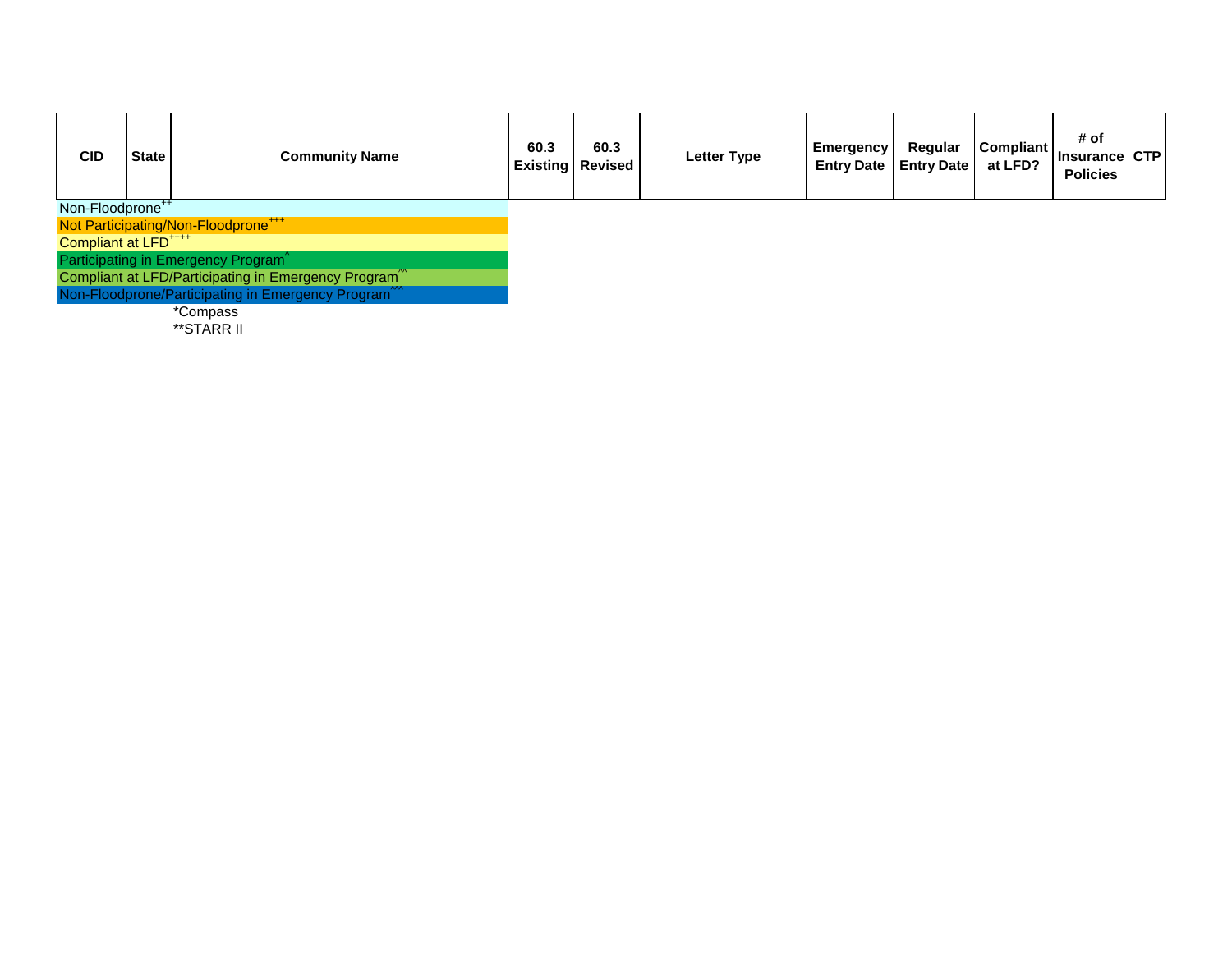| CID | State | Community Name | 60.3 Existing | 60.3 Revised | Letter Type | Emergency Entry Date | Regular Entry Date | Compliant at LFD? | # of Insurance Policies | CTP |
|---|---|---|---|---|---|---|---|---|---|---|

Non-Floodprone++
Not Participating/Non-Floodprone+++
Compliant at LFD++++
Participating in Emergency Program^
Compliant at LFD/Participating in Emergency Program^^
Non-Floodprone/Participating in Emergency Program^^^

*Compass
**STARR II